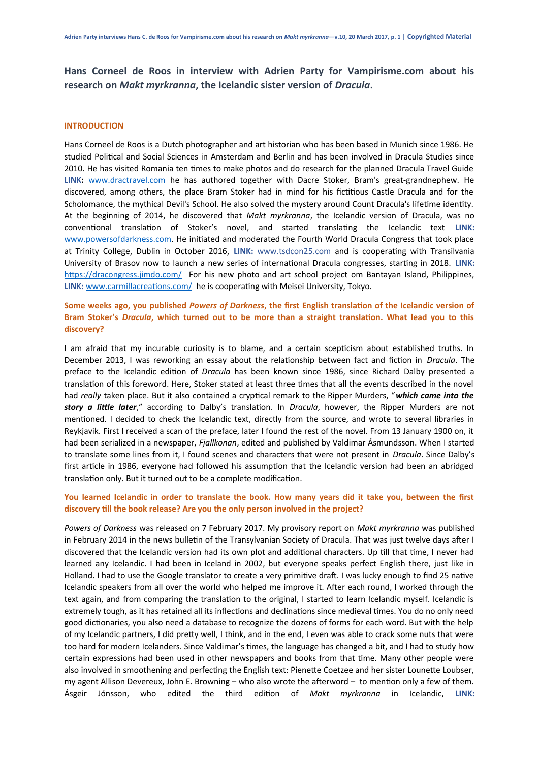## Hans Corneel de Roos in interview with Adrien Party for Vampirisme.com about his research on *Makt myrkranna*, the Icelandic sister version of *Dracula*.

### INTRODUCTION

Hans Corneel de Roos is a Dutch photographer and art historian who has been based in Munich since 1986. He studied Political and Social Sciences in Amsterdam and Berlin and has been involved in Dracula Studies since 2010. He has visited Romania ten times to make photos and do research for the planned Dracula Travel Guide **LINK:** www.dractravel.com he has authored together with Dacre Stoker, Bram's great-grandnephew. He discovered, among others, the place Bram Stoker had in mind for his fictitious Castle Dracula and for the Scholomance, the mythical Devil's School. He also solved the mystery around Count Dracula's lifetime identity. At the beginning of 2014, he discovered that *Makt myrkranna*, the Icelandic version of Dracula, was no conventional translation of Stoker's novel, and started translating the Icelandic text **LINK:** www.powersofdarkness.com. He initiated and moderated the Fourth World Dracula Congress that took place at Trinity College, Dublin in October 2016, **LINK:** www.tsdcon25.com and is cooperating with Transilvania University of Brasov now to launch a new series of international Dracula congresses, starting in 2018. **LINK:** https://dracongress.jimdo.com/ For his new photo and art school project om Bantayan Island, Philippines, **LINK:** www.carmillacreations.com/ he is cooperating with Meisei University, Tokyo.

**Some weeks ago, you published *Powers of Darkness*, the first English translation of the Icelandic version of Bram Stoker's *Dracula*, which turned out to be more than a straight translation. What lead you to this discovery?**

I am afraid that my incurable curiosity is to blame, and a certain scepticism about established truths. In December 2013, I was reworking an essay about the relationship between fact and fiction in *Dracula*. The preface to the Icelandic edition of *Dracula* has been known since 1986, since Richard Dalby presented a translation of this foreword. Here, Stoker stated at least three times that all the events described in the novel had *really* taken place. But it also contained a cryptical remark to the Ripper Murders, "***which came into the story a little later***," according to Dalby's translation. In *Dracula*, however, the Ripper Murders are not mentioned. I decided to check the Icelandic text, directly from the source, and wrote to several libraries in Reykjavik. First I received a scan of the preface, later I found the rest of the novel. From 13 January 1900 on, it had been serialized in a newspaper, *Fjallkonan*, edited and published by Valdimar Ásmundsson. When I started to translate some lines from it, I found scenes and characters that were not present in *Dracula*. Since Dalby's first article in 1986, everyone had followed his assumption that the Icelandic version had been an abridged translation only. But it turned out to be a complete modification.

**You learned Icelandic in order to translate the book. How many years did it take you, between the first discovery till the book release? Are you the only person involved in the project?**

*Powers of Darkness* was released on 7 February 2017. My provisory report on *Makt myrkranna* was published in February 2014 in the news bulletin of the Transylvanian Society of Dracula. That was just twelve days after I discovered that the Icelandic version had its own plot and additional characters. Up till that time, I never had learned any Icelandic. I had been in Iceland in 2002, but everyone speaks perfect English there, just like in Holland. I had to use the Google translator to create a very primitive draft. I was lucky enough to find 25 native Icelandic speakers from all over the world who helped me improve it. After each round, I worked through the text again, and from comparing the translation to the original, I started to learn Icelandic myself. Icelandic is extremely tough, as it has retained all its inflections and declinations since medieval times. You do no only need good dictionaries, you also need a database to recognize the dozens of forms for each word. But with the help of my Icelandic partners, I did pretty well, I think, and in the end, I even was able to crack some nuts that were too hard for modern Icelanders. Since Valdimar's times, the language has changed a bit, and I had to study how certain expressions had been used in other newspapers and books from that time. Many other people were also involved in smoothening and perfecting the English text: Pienette Coetzee and her sister Lounette Loubser, my agent Allison Devereux, John E. Browning – who also wrote the afterword – to mention only a few of them. Ásgeir Jónsson, who edited the third edition of *Makt myrkranna* in Icelandic, **LINK:**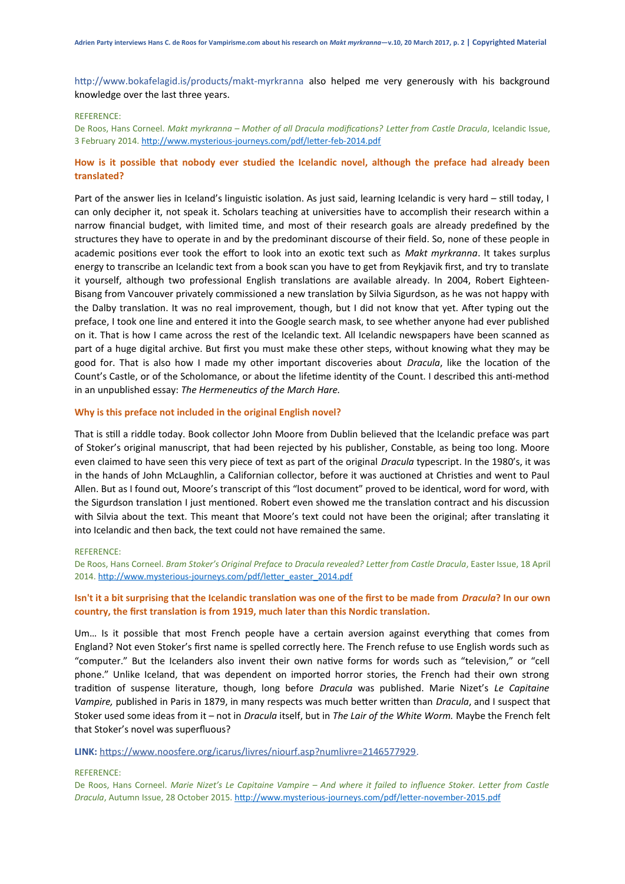http://www.bokafelagid.is/products/makt-myrkranna also helped me very generously with his background knowledge over the last three years.

REFERENCE:
De Roos, Hans Corneel. *Makt myrkranna – Mother of all Dracula modifications? Letter from Castle Dracula*, Icelandic Issue, 3 February 2014. http://www.mysterious-journeys.com/pdf/letter-feb-2014.pdf

**How is it possible that nobody ever studied the Icelandic novel, although the preface had already been translated?**

Part of the answer lies in Iceland's linguistic isolation. As just said, learning Icelandic is very hard – still today, I can only decipher it, not speak it. Scholars teaching at universities have to accomplish their research within a narrow financial budget, with limited time, and most of their research goals are already predefined by the structures they have to operate in and by the predominant discourse of their field. So, none of these people in academic positions ever took the effort to look into an exotic text such as *Makt myrkranna*. It takes surplus energy to transcribe an Icelandic text from a book scan you have to get from Reykjavik first, and try to translate it yourself, although two professional English translations are available already. In 2004, Robert Eighteen-Bisang from Vancouver privately commissioned a new translation by Silvia Sigurdson, as he was not happy with the Dalby translation. It was no real improvement, though, but I did not know that yet. After typing out the preface, I took one line and entered it into the Google search mask, to see whether anyone had ever published on it. That is how I came across the rest of the Icelandic text. All Icelandic newspapers have been scanned as part of a huge digital archive. But first you must make these other steps, without knowing what they may be good for. That is also how I made my other important discoveries about *Dracula*, like the location of the Count's Castle, or of the Scholomance, or about the lifetime identity of the Count. I described this anti-method in an unpublished essay: *The Hermeneutics of the March Hare.*

**Why is this preface not included in the original English novel?**

That is still a riddle today. Book collector John Moore from Dublin believed that the Icelandic preface was part of Stoker's original manuscript, that had been rejected by his publisher, Constable, as being too long. Moore even claimed to have seen this very piece of text as part of the original *Dracula* typescript. In the 1980's, it was in the hands of John McLaughlin, a Californian collector, before it was auctioned at Christies and went to Paul Allen. But as I found out, Moore's transcript of this "lost document" proved to be identical, word for word, with the Sigurdson translation I just mentioned. Robert even showed me the translation contract and his discussion with Silvia about the text. This meant that Moore's text could not have been the original; after translating it into Icelandic and then back, the text could not have remained the same.

REFERENCE:
De Roos, Hans Corneel. *Bram Stoker's Original Preface to Dracula revealed? Letter from Castle Dracula*, Easter Issue, 18 April 2014. http://www.mysterious-journeys.com/pdf/letter_easter_2014.pdf

**Isn't it a bit surprising that the Icelandic translation was one of the first to be made from *Dracula*? In our own country, the first translation is from 1919, much later than this Nordic translation.**

Um… Is it possible that most French people have a certain aversion against everything that comes from England? Not even Stoker's first name is spelled correctly here. The French refuse to use English words such as "computer." But the Icelanders also invent their own native forms for words such as "television," or "cell phone." Unlike Iceland, that was dependent on imported horror stories, the French had their own strong tradition of suspense literature, though, long before *Dracula* was published. Marie Nizet's *Le Capitaine Vampire,* published in Paris in 1879, in many respects was much better written than *Dracula*, and I suspect that Stoker used some ideas from it – not in *Dracula* itself, but in *The Lair of the White Worm.* Maybe the French felt that Stoker's novel was superfluous?

**LINK:** https://www.noosfere.org/icarus/livres/niourf.asp?numlivre=2146577929.

REFERENCE:
De Roos, Hans Corneel. *Marie Nizet's Le Capitaine Vampire – And where it failed to influence Stoker. Letter from Castle Dracula*, Autumn Issue, 28 October 2015. http://www.mysterious-journeys.com/pdf/letter-november-2015.pdf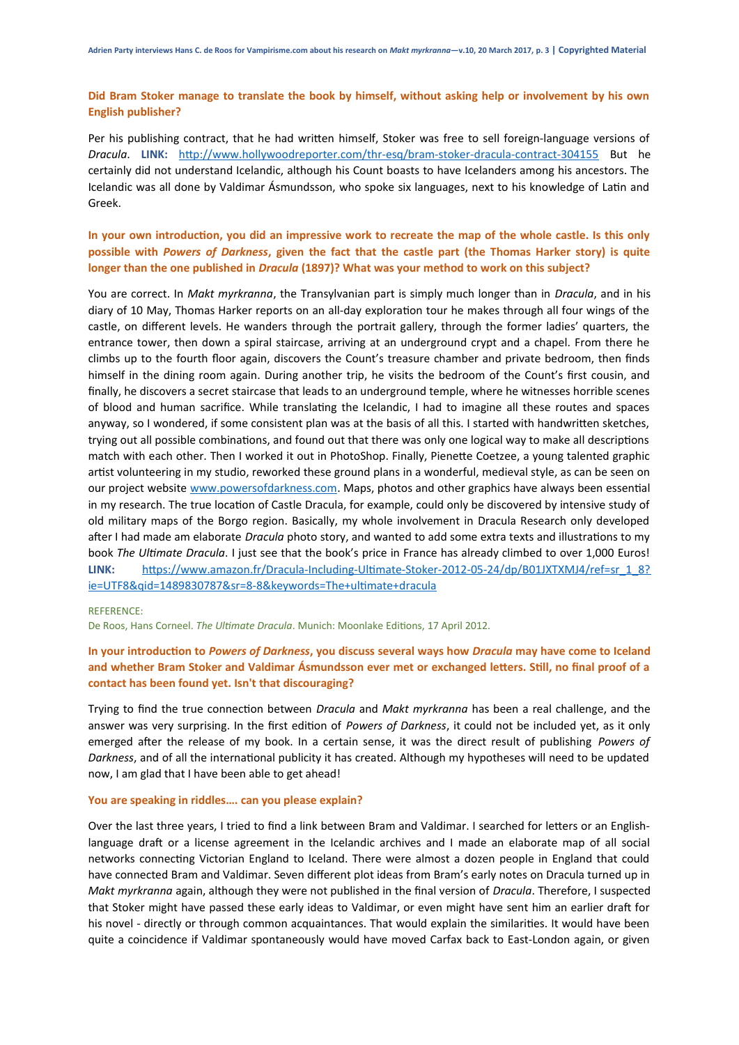**Did Bram Stoker manage to translate the book by himself, without asking help or involvement by his own English publisher?**

Per his publishing contract, that he had written himself, Stoker was free to sell foreign-language versions of *Dracula*. **LINK:** http://www.hollywoodreporter.com/thr-esq/bram-stoker-dracula-contract-304155 But he certainly did not understand Icelandic, although his Count boasts to have Icelanders among his ancestors. The Icelandic was all done by Valdimar Ásmundsson, who spoke six languages, next to his knowledge of Latin and Greek.

**In your own introduction, you did an impressive work to recreate the map of the whole castle. Is this only possible with *Powers of Darkness*, given the fact that the castle part (the Thomas Harker story) is quite longer than the one published in *Dracula* (1897)? What was your method to work on this subject?**

You are correct. In *Makt myrkranna*, the Transylvanian part is simply much longer than in *Dracula*, and in his diary of 10 May, Thomas Harker reports on an all-day exploration tour he makes through all four wings of the castle, on different levels. He wanders through the portrait gallery, through the former ladies' quarters, the entrance tower, then down a spiral staircase, arriving at an underground crypt and a chapel. From there he climbs up to the fourth floor again, discovers the Count's treasure chamber and private bedroom, then finds himself in the dining room again. During another trip, he visits the bedroom of the Count's first cousin, and finally, he discovers a secret staircase that leads to an underground temple, where he witnesses horrible scenes of blood and human sacrifice. While translating the Icelandic, I had to imagine all these routes and spaces anyway, so I wondered, if some consistent plan was at the basis of all this. I started with handwritten sketches, trying out all possible combinations, and found out that there was only one logical way to make all descriptions match with each other. Then I worked it out in PhotoShop. Finally, Pienette Coetzee, a young talented graphic artist volunteering in my studio, reworked these ground plans in a wonderful, medieval style, as can be seen on our project website www.powersofdarkness.com. Maps, photos and other graphics have always been essential in my research. The true location of Castle Dracula, for example, could only be discovered by intensive study of old military maps of the Borgo region. Basically, my whole involvement in Dracula Research only developed after I had made am elaborate *Dracula* photo story, and wanted to add some extra texts and illustrations to my book *The Ultimate Dracula*. I just see that the book's price in France has already climbed to over 1,000 Euros! **LINK:** https://www.amazon.fr/Dracula-Including-Ultimate-Stoker-2012-05-24/dp/B01JXTXMJ4/ref=sr_1_8?ie=UTF8&qid=1489830787&sr=8-8&keywords=The+ultimate+dracula

REFERENCE:
De Roos, Hans Corneel. *The Ultimate Dracula*. Munich: Moonlake Editions, 17 April 2012.

**In your introduction to *Powers of Darkness*, you discuss several ways how *Dracula* may have come to Iceland and whether Bram Stoker and Valdimar Ásmundsson ever met or exchanged letters. Still, no final proof of a contact has been found yet. Isn't that discouraging?**

Trying to find the true connection between *Dracula* and *Makt myrkranna* has been a real challenge, and the answer was very surprising. In the first edition of *Powers of Darkness*, it could not be included yet, as it only emerged after the release of my book. In a certain sense, it was the direct result of publishing *Powers of Darkness*, and of all the international publicity it has created. Although my hypotheses will need to be updated now, I am glad that I have been able to get ahead!

**You are speaking in riddles…. can you please explain?**

Over the last three years, I tried to find a link between Bram and Valdimar. I searched for letters or an English-language draft or a license agreement in the Icelandic archives and I made an elaborate map of all social networks connecting Victorian England to Iceland. There were almost a dozen people in England that could have connected Bram and Valdimar. Seven different plot ideas from Bram's early notes on Dracula turned up in *Makt myrkranna* again, although they were not published in the final version of *Dracula*. Therefore, I suspected that Stoker might have passed these early ideas to Valdimar, or even might have sent him an earlier draft for his novel - directly or through common acquaintances. That would explain the similarities. It would have been quite a coincidence if Valdimar spontaneously would have moved Carfax back to East-London again, or given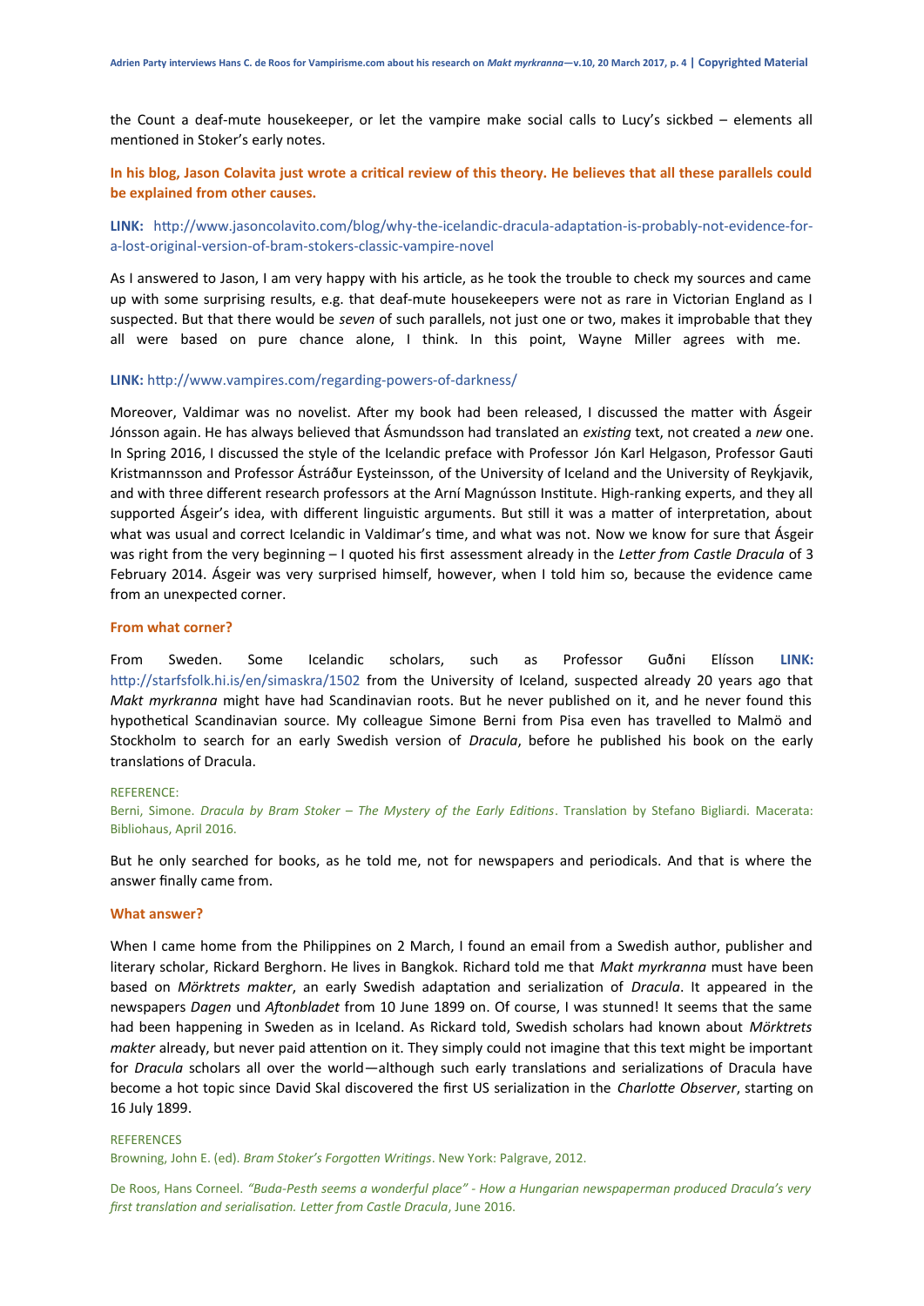the Count a deaf-mute housekeeper, or let the vampire make social calls to Lucy's sickbed – elements all mentioned in Stoker's early notes.

**In his blog, Jason Colavita just wrote a critical review of this theory. He believes that all these parallels could be explained from other causes.**

**LINK:** http://www.jasoncolavito.com/blog/why-the-icelandic-dracula-adaptation-is-probably-not-evidence-for-a-lost-original-version-of-bram-stokers-classic-vampire-novel

As I answered to Jason, I am very happy with his article, as he took the trouble to check my sources and came up with some surprising results, e.g. that deaf-mute housekeepers were not as rare in Victorian England as I suspected. But that there would be *seven* of such parallels, not just one or two, makes it improbable that they all were based on pure chance alone, I think. In this point, Wayne Miller agrees with me.

**LINK:** http://www.vampires.com/regarding-powers-of-darkness/

Moreover, Valdimar was no novelist. After my book had been released, I discussed the matter with Ásgeir Jónsson again. He has always believed that Ásmundsson had translated an *existing* text, not created a *new* one. In Spring 2016, I discussed the style of the Icelandic preface with Professor Jón Karl Helgason, Professor Gauti Kristmannsson and Professor Ástráður Eysteinsson, of the University of Iceland and the University of Reykjavik, and with three different research professors at the Arní Magnússon Institute. High-ranking experts, and they all supported Ásgeir's idea, with different linguistic arguments. But still it was a matter of interpretation, about what was usual and correct Icelandic in Valdimar's time, and what was not. Now we know for sure that Ásgeir was right from the very beginning – I quoted his first assessment already in the *Letter from Castle Dracula* of 3 February 2014. Ásgeir was very surprised himself, however, when I told him so, because the evidence came from an unexpected corner.

**From what corner?**

From Sweden. Some Icelandic scholars, such as Professor Guðni Elísson **LINK:** http://starfsfolk.hi.is/en/simaskra/1502 from the University of Iceland, suspected already 20 years ago that *Makt myrkranna* might have had Scandinavian roots. But he never published on it, and he never found this hypothetical Scandinavian source. My colleague Simone Berni from Pisa even has travelled to Malmö and Stockholm to search for an early Swedish version of *Dracula*, before he published his book on the early translations of Dracula.

REFERENCE:
Berni, Simone. *Dracula by Bram Stoker – The Mystery of the Early Editions*. Translation by Stefano Bigliardi. Macerata: Bibliohaus, April 2016.

But he only searched for books, as he told me, not for newspapers and periodicals. And that is where the answer finally came from.

**What answer?**

When I came home from the Philippines on 2 March, I found an email from a Swedish author, publisher and literary scholar, Rickard Berghorn. He lives in Bangkok. Richard told me that *Makt myrkranna* must have been based on *Mörktrets makter*, an early Swedish adaptation and serialization of *Dracula*. It appeared in the newspapers *Dagen* und *Aftonbladet* from 10 June 1899 on. Of course, I was stunned! It seems that the same had been happening in Sweden as in Iceland. As Rickard told, Swedish scholars had known about *Mörktrets makter* already, but never paid attention on it. They simply could not imagine that this text might be important for *Dracula* scholars all over the world—although such early translations and serializations of Dracula have become a hot topic since David Skal discovered the first US serialization in the *Charlotte Observer*, starting on 16 July 1899.

REFERENCES
Browning, John E. (ed). *Bram Stoker's Forgotten Writings*. New York: Palgrave, 2012.

De Roos, Hans Corneel. *"Buda-Pesth seems a wonderful place" - How a Hungarian newspaperman produced Dracula's very first translation and serialisation. Letter from Castle Dracula*, June 2016.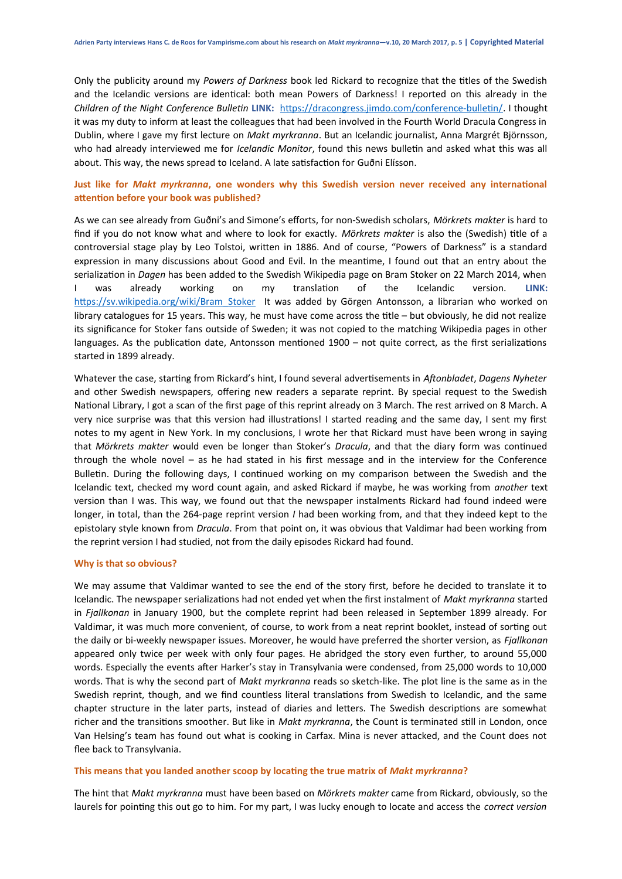Only the publicity around my *Powers of Darkness* book led Rickard to recognize that the titles of the Swedish and the Icelandic versions are identical: both mean Powers of Darkness! I reported on this already in the *Children of the Night Conference Bulletin* **LINK:** https://dracongress.jimdo.com/conference-bulletin/. I thought it was my duty to inform at least the colleagues that had been involved in the Fourth World Dracula Congress in Dublin, where I gave my first lecture on *Makt myrkranna*. But an Icelandic journalist, Anna Margrét Björnsson, who had already interviewed me for *Icelandic Monitor*, found this news bulletin and asked what this was all about. This way, the news spread to Iceland. A late satisfaction for Guðni Elísson.

**Just like for *Makt myrkranna*, one wonders why this Swedish version never received any international attention before your book was published?**

As we can see already from Guðni's and Simone's efforts, for non-Swedish scholars, *Mörkrets makter* is hard to find if you do not know what and where to look for exactly. *Mörkrets makter* is also the (Swedish) title of a controversial stage play by Leo Tolstoi, written in 1886. And of course, "Powers of Darkness" is a standard expression in many discussions about Good and Evil. In the meantime, I found out that an entry about the serialization in *Dagen* has been added to the Swedish Wikipedia page on Bram Stoker on 22 March 2014, when I was already working on my translation of the Icelandic version. **LINK:** https://sv.wikipedia.org/wiki/Bram_Stoker It was added by Görgen Antonsson, a librarian who worked on library catalogues for 15 years. This way, he must have come across the title – but obviously, he did not realize its significance for Stoker fans outside of Sweden; it was not copied to the matching Wikipedia pages in other languages. As the publication date, Antonsson mentioned 1900 – not quite correct, as the first serializations started in 1899 already.

Whatever the case, starting from Rickard's hint, I found several advertisements in *Aftonbladet*, *Dagens Nyheter* and other Swedish newspapers, offering new readers a separate reprint. By special request to the Swedish National Library, I got a scan of the first page of this reprint already on 3 March. The rest arrived on 8 March. A very nice surprise was that this version had illustrations! I started reading and the same day, I sent my first notes to my agent in New York. In my conclusions, I wrote her that Rickard must have been wrong in saying that *Mörkrets makter* would even be longer than Stoker's *Dracula*, and that the diary form was continued through the whole novel – as he had stated in his first message and in the interview for the Conference Bulletin. During the following days, I continued working on my comparison between the Swedish and the Icelandic text, checked my word count again, and asked Rickard if maybe, he was working from *another* text version than I was. This way, we found out that the newspaper instalments Rickard had found indeed were longer, in total, than the 264-page reprint version *I* had been working from, and that they indeed kept to the epistolary style known from *Dracula*. From that point on, it was obvious that Valdimar had been working from the reprint version I had studied, not from the daily episodes Rickard had found.

**Why is that so obvious?**

We may assume that Valdimar wanted to see the end of the story first, before he decided to translate it to Icelandic. The newspaper serializations had not ended yet when the first instalment of *Makt myrkranna* started in *Fjallkonan* in January 1900, but the complete reprint had been released in September 1899 already. For Valdimar, it was much more convenient, of course, to work from a neat reprint booklet, instead of sorting out the daily or bi-weekly newspaper issues. Moreover, he would have preferred the shorter version, as *Fjallkonan* appeared only twice per week with only four pages. He abridged the story even further, to around 55,000 words. Especially the events after Harker's stay in Transylvania were condensed, from 25,000 words to 10,000 words. That is why the second part of *Makt myrkranna* reads so sketch-like. The plot line is the same as in the Swedish reprint, though, and we find countless literal translations from Swedish to Icelandic, and the same chapter structure in the later parts, instead of diaries and letters. The Swedish descriptions are somewhat richer and the transitions smoother. But like in *Makt myrkranna*, the Count is terminated still in London, once Van Helsing's team has found out what is cooking in Carfax. Mina is never attacked, and the Count does not flee back to Transylvania.

**This means that you landed another scoop by locating the true matrix of *Makt myrkranna*?**

The hint that *Makt myrkranna* must have been based on *Mörkrets makter* came from Rickard, obviously, so the laurels for pointing this out go to him. For my part, I was lucky enough to locate and access the *correct version*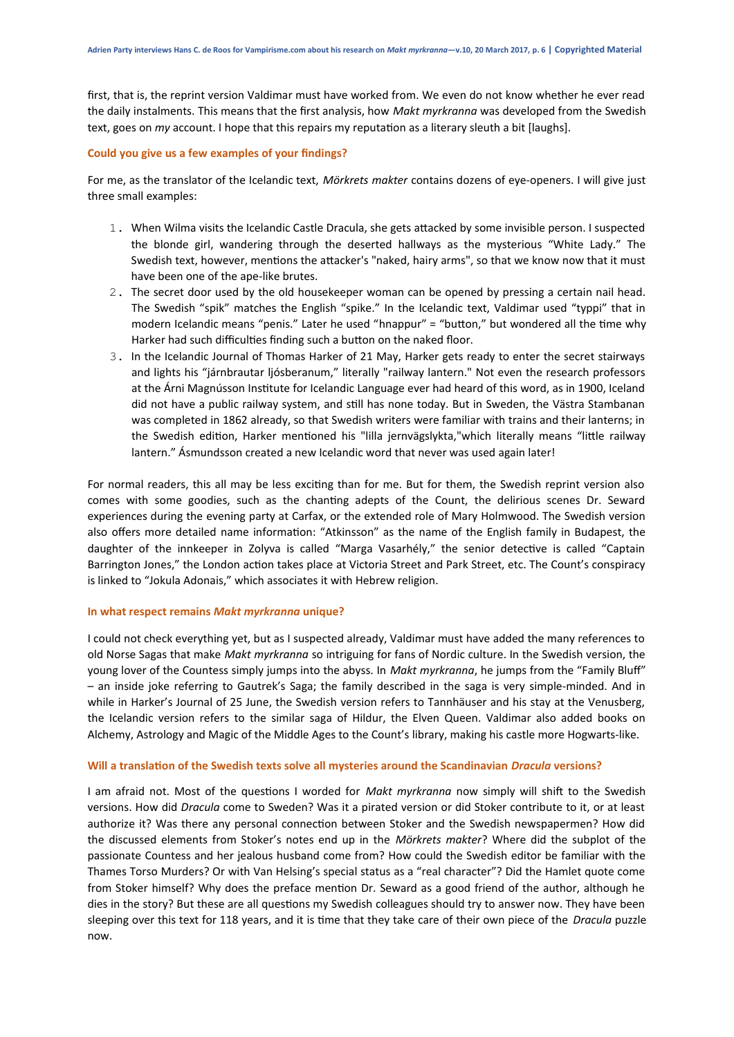first, that is, the reprint version Valdimar must have worked from. We even do not know whether he ever read the daily instalments. This means that the first analysis, how *Makt myrkranna* was developed from the Swedish text, goes on *my* account. I hope that this repairs my reputation as a literary sleuth a bit [laughs].

**Could you give us a few examples of your findings?**

For me, as the translator of the Icelandic text, *Mörkrets makter* contains dozens of eye-openers. I will give just three small examples:

1. When Wilma visits the Icelandic Castle Dracula, she gets attacked by some invisible person. I suspected the blonde girl, wandering through the deserted hallways as the mysterious "White Lady." The Swedish text, however, mentions the attacker's "naked, hairy arms", so that we know now that it must have been one of the ape-like brutes.
2. The secret door used by the old housekeeper woman can be opened by pressing a certain nail head. The Swedish "spik" matches the English "spike." In the Icelandic text, Valdimar used "typpi" that in modern Icelandic means "penis." Later he used "hnappur" = "button," but wondered all the time why Harker had such difficulties finding such a button on the naked floor.
3. In the Icelandic Journal of Thomas Harker of 21 May, Harker gets ready to enter the secret stairways and lights his "járnbrautar ljósberanum," literally "railway lantern." Not even the research professors at the Árni Magnússon Institute for Icelandic Language ever had heard of this word, as in 1900, Iceland did not have a public railway system, and still has none today. But in Sweden, the Västra Stambanan was completed in 1862 already, so that Swedish writers were familiar with trains and their lanterns; in the Swedish edition, Harker mentioned his "lilla jernvägslykta,"which literally means "little railway lantern." Ásmundsson created a new Icelandic word that never was used again later!

For normal readers, this all may be less exciting than for me. But for them, the Swedish reprint version also comes with some goodies, such as the chanting adepts of the Count, the delirious scenes Dr. Seward experiences during the evening party at Carfax, or the extended role of Mary Holmwood. The Swedish version also offers more detailed name information: "Atkinsson" as the name of the English family in Budapest, the daughter of the innkeeper in Zolyva is called "Marga Vasarhély," the senior detective is called "Captain Barrington Jones," the London action takes place at Victoria Street and Park Street, etc. The Count's conspiracy is linked to "Jokula Adonais," which associates it with Hebrew religion.

**In what respect remains *Makt myrkranna* unique?**

I could not check everything yet, but as I suspected already, Valdimar must have added the many references to old Norse Sagas that make *Makt myrkranna* so intriguing for fans of Nordic culture. In the Swedish version, the young lover of the Countess simply jumps into the abyss. In *Makt myrkranna*, he jumps from the "Family Bluff" – an inside joke referring to Gautrek's Saga; the family described in the saga is very simple-minded. And in while in Harker's Journal of 25 June, the Swedish version refers to Tannhäuser and his stay at the Venusberg, the Icelandic version refers to the similar saga of Hildur, the Elven Queen. Valdimar also added books on Alchemy, Astrology and Magic of the Middle Ages to the Count's library, making his castle more Hogwarts-like.

**Will a translation of the Swedish texts solve all mysteries around the Scandinavian *Dracula* versions?**

I am afraid not. Most of the questions I worded for *Makt myrkranna* now simply will shift to the Swedish versions. How did *Dracula* come to Sweden? Was it a pirated version or did Stoker contribute to it, or at least authorize it? Was there any personal connection between Stoker and the Swedish newspapermen? How did the discussed elements from Stoker's notes end up in the *Mörkrets makter*? Where did the subplot of the passionate Countess and her jealous husband come from? How could the Swedish editor be familiar with the Thames Torso Murders? Or with Van Helsing's special status as a "real character"? Did the Hamlet quote come from Stoker himself? Why does the preface mention Dr. Seward as a good friend of the author, although he dies in the story? But these are all questions my Swedish colleagues should try to answer now. They have been sleeping over this text for 118 years, and it is time that they take care of their own piece of the *Dracula* puzzle now.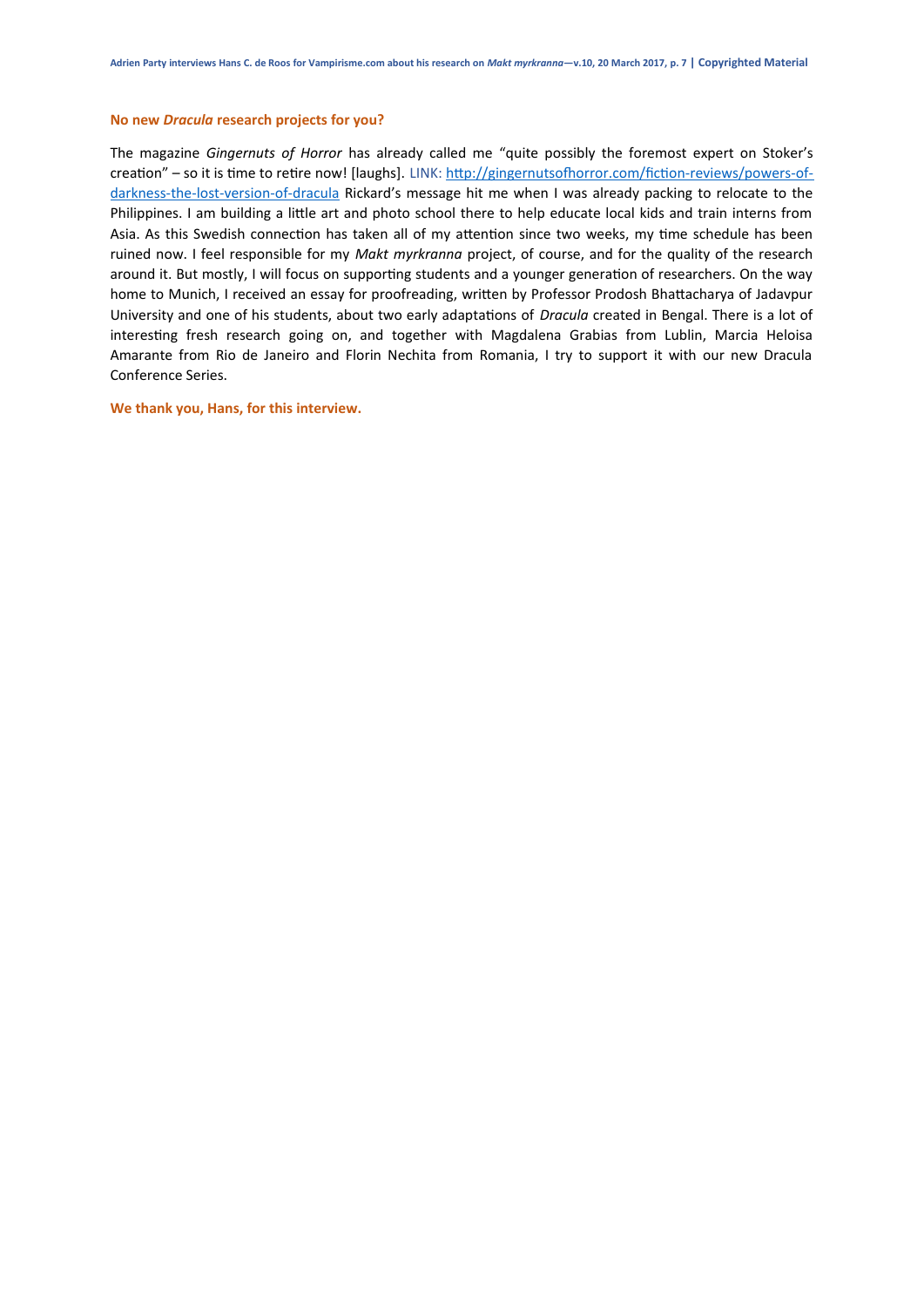**No new *Dracula* research projects for you?**

The magazine *Gingernuts of Horror* has already called me "quite possibly the foremost expert on Stoker's creation" – so it is time to retire now! [laughs]. LINK: [http://gingernutsofhorror.com/fiction-reviews/powers-of-darkness-the-lost-version-of-dracula](http://gingernutsofhorror.com/fiction-reviews/powers-of-darkness-the-lost-version-of-dracula) Rickard's message hit me when I was already packing to relocate to the Philippines. I am building a little art and photo school there to help educate local kids and train interns from Asia. As this Swedish connection has taken all of my attention since two weeks, my time schedule has been ruined now. I feel responsible for my *Makt myrkranna* project, of course, and for the quality of the research around it. But mostly, I will focus on supporting students and a younger generation of researchers. On the way home to Munich, I received an essay for proofreading, written by Professor Prodosh Bhattacharya of Jadavpur University and one of his students, about two early adaptations of *Dracula* created in Bengal. There is a lot of interesting fresh research going on, and together with Magdalena Grabias from Lublin, Marcia Heloisa Amarante from Rio de Janeiro and Florin Nechita from Romania, I try to support it with our new Dracula Conference Series.

**We thank you, Hans, for this interview.**